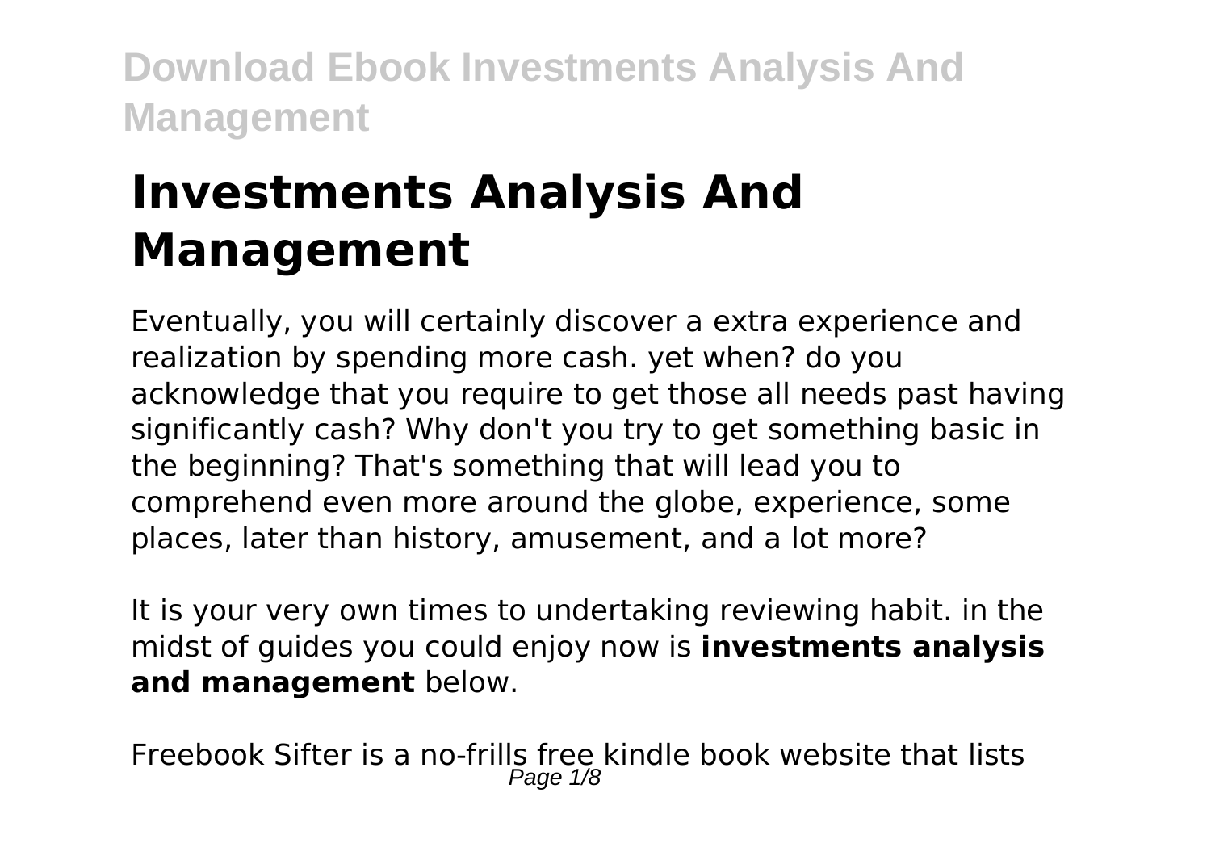# Investments Analysis And Management

Eventually, you will certainly discover a extra experience and realization by spending more cash. yet when? do you acknowledge that you require to get those all needs past having significantly cash? Why don't you try to get something basic in the beginning? That's something that will lead you to comprehend even more around the globe, experience, some places, later than history, amusement, and a lot more?

It is your very own times to undertaking reviewing habit. in the midst of guides you could enjoy now is **investments analysis and management** below.

Freebook Sifter is a no-frills free kindle book website that lists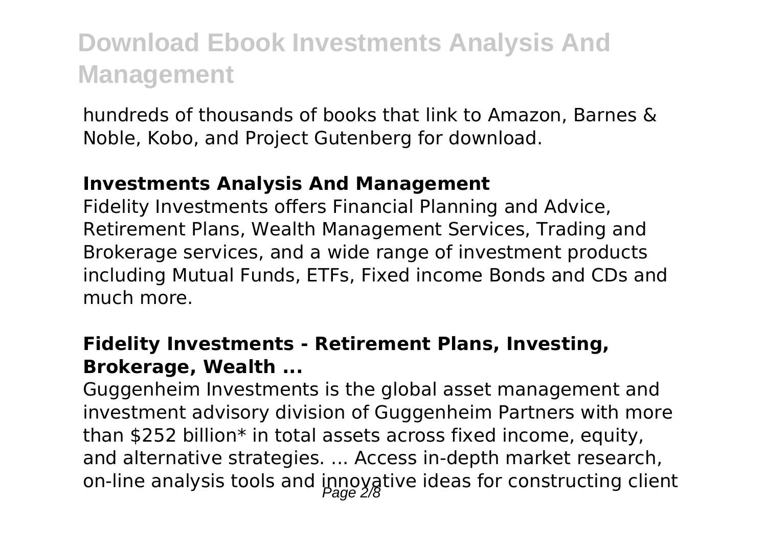hundreds of thousands of books that link to Amazon, Barnes & Noble, Kobo, and Project Gutenberg for download.

### **Investments Analysis And Management**

Fidelity Investments offers Financial Planning and Advice, Retirement Plans, Wealth Management Services, Trading and Brokerage services, and a wide range of investment products including Mutual Funds, ETFs, Fixed income Bonds and CDs and much more.

### **Fidelity Investments - Retirement Plans, Investing, Brokerage, Wealth ...**

Guggenheim Investments is the global asset management and investment advisory division of Guggenheim Partners with more than $252 billion* in total assets across fixed income, equity, and alternative strategies. ... Access in-depth market research, on-line analysis tools and innovative ideas for constructing client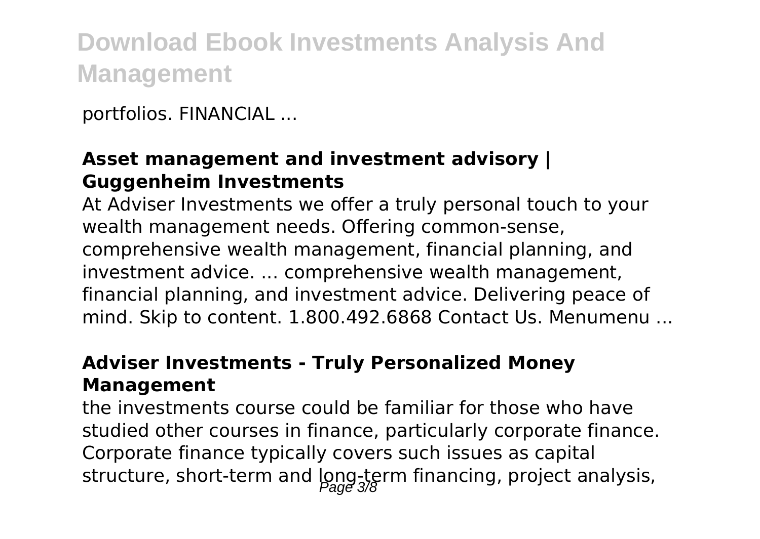portfolios. FINANCIAL ...

**Asset management and investment advisory | Guggenheim Investments**

At Adviser Investments we offer a truly personal touch to your wealth management needs. Offering common-sense, comprehensive wealth management, financial planning, and investment advice. ... comprehensive wealth management, financial planning, and investment advice. Delivering peace of mind. Skip to content. 1.800.492.6868 Contact Us. Menumenu ...

**Adviser Investments - Truly Personalized Money Management**

the investments course could be familiar for those who have studied other courses in finance, particularly corporate finance. Corporate finance typically covers such issues as capital structure, short-term and long-term financing, project analysis,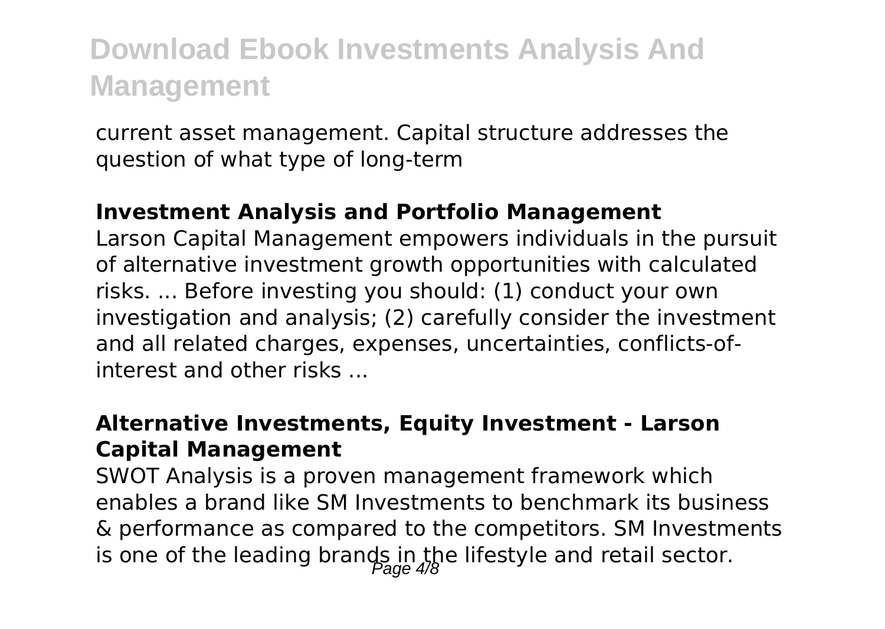current asset management. Capital structure addresses the question of what type of long-term

**Investment Analysis and Portfolio Management**

Larson Capital Management empowers individuals in the pursuit of alternative investment growth opportunities with calculated risks. ... Before investing you should: (1) conduct your own investigation and analysis; (2) carefully consider the investment and all related charges, expenses, uncertainties, conflicts-of-interest and other risks ...

**Alternative Investments, Equity Investment - Larson Capital Management**

SWOT Analysis is a proven management framework which enables a brand like SM Investments to benchmark its business & performance as compared to the competitors. SM Investments is one of the leading brands in the lifestyle and retail sector.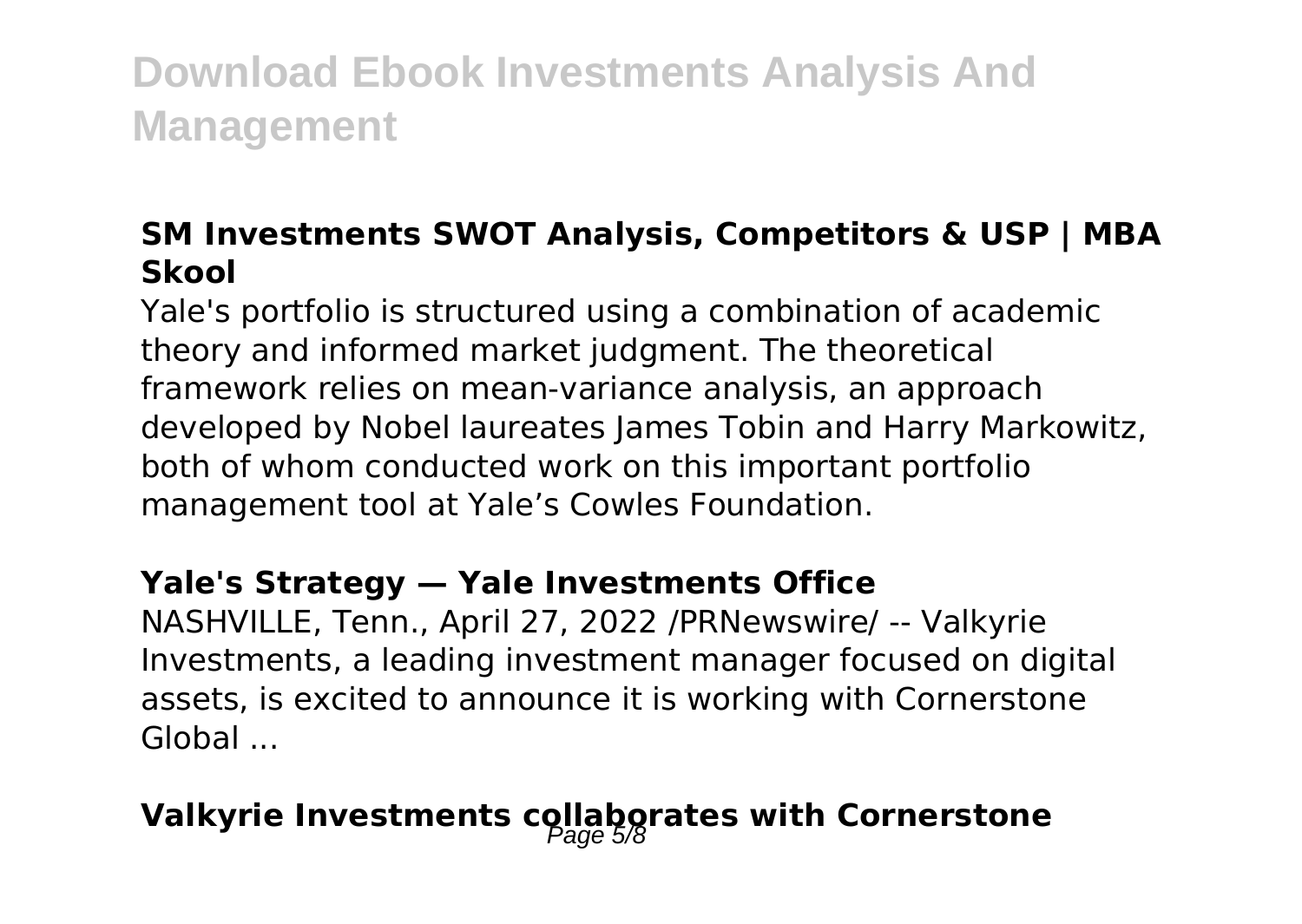### SM Investments SWOT Analysis, Competitors & USP | MBA Skool

Yale's portfolio is structured using a combination of academic theory and informed market judgment. The theoretical framework relies on mean-variance analysis, an approach developed by Nobel laureates James Tobin and Harry Markowitz, both of whom conducted work on this important portfolio management tool at Yale's Cowles Foundation.

### Yale's Strategy — Yale Investments Office

NASHVILLE, Tenn., April 27, 2022 /PRNewswire/ -- Valkyrie Investments, a leading investment manager focused on digital assets, is excited to announce it is working with Cornerstone Global ...

### Valkyrie Investments collaborates with Cornerstone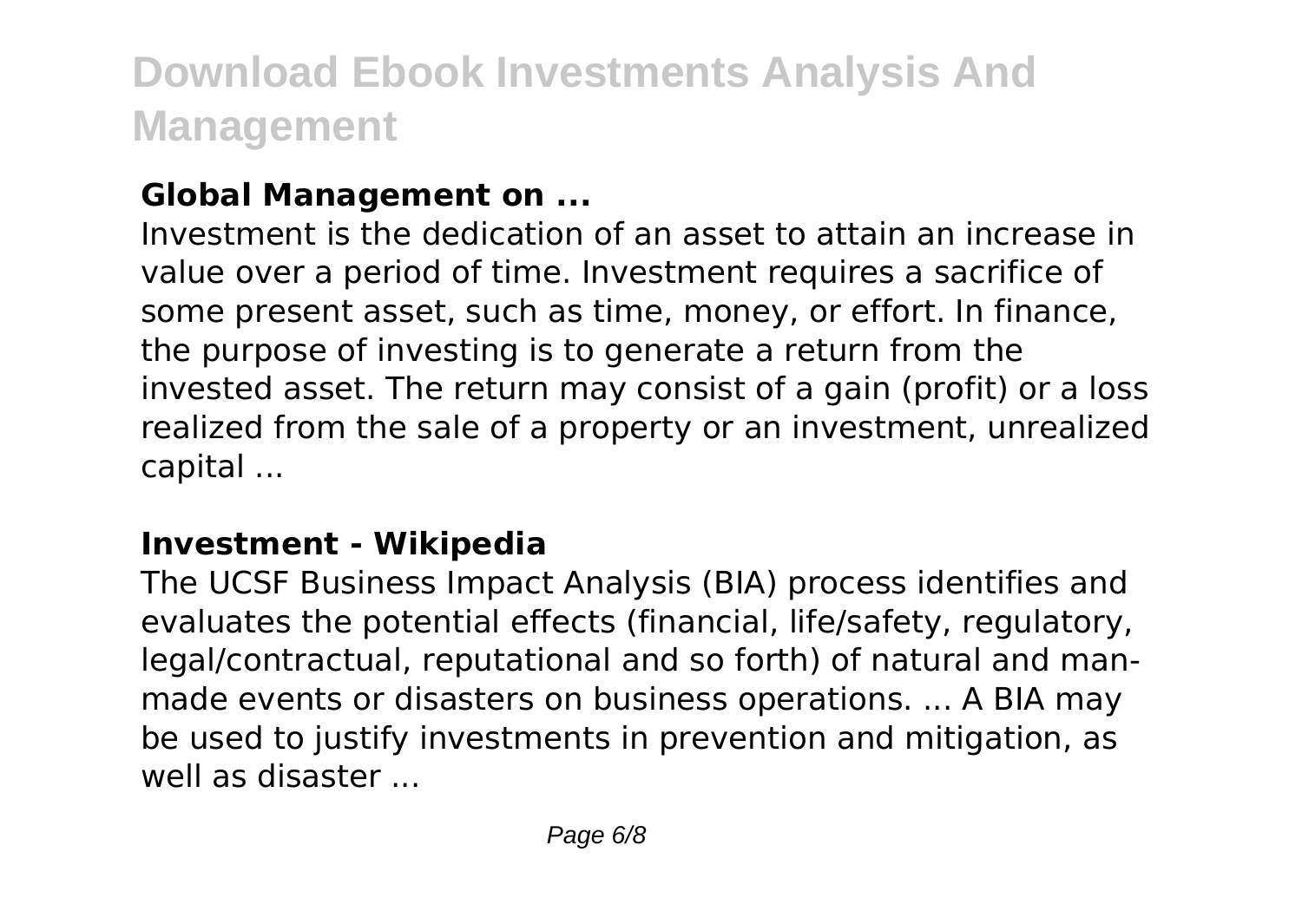**Global Management on ...**

Investment is the dedication of an asset to attain an increase in value over a period of time. Investment requires a sacrifice of some present asset, such as time, money, or effort. In finance, the purpose of investing is to generate a return from the invested asset. The return may consist of a gain (profit) or a loss realized from the sale of a property or an investment, unrealized capital ...

**Investment - Wikipedia**

The UCSF Business Impact Analysis (BIA) process identifies and evaluates the potential effects (financial, life/safety, regulatory, legal/contractual, reputational and so forth) of natural and man-made events or disasters on business operations. ... A BIA may be used to justify investments in prevention and mitigation, as well as disaster ...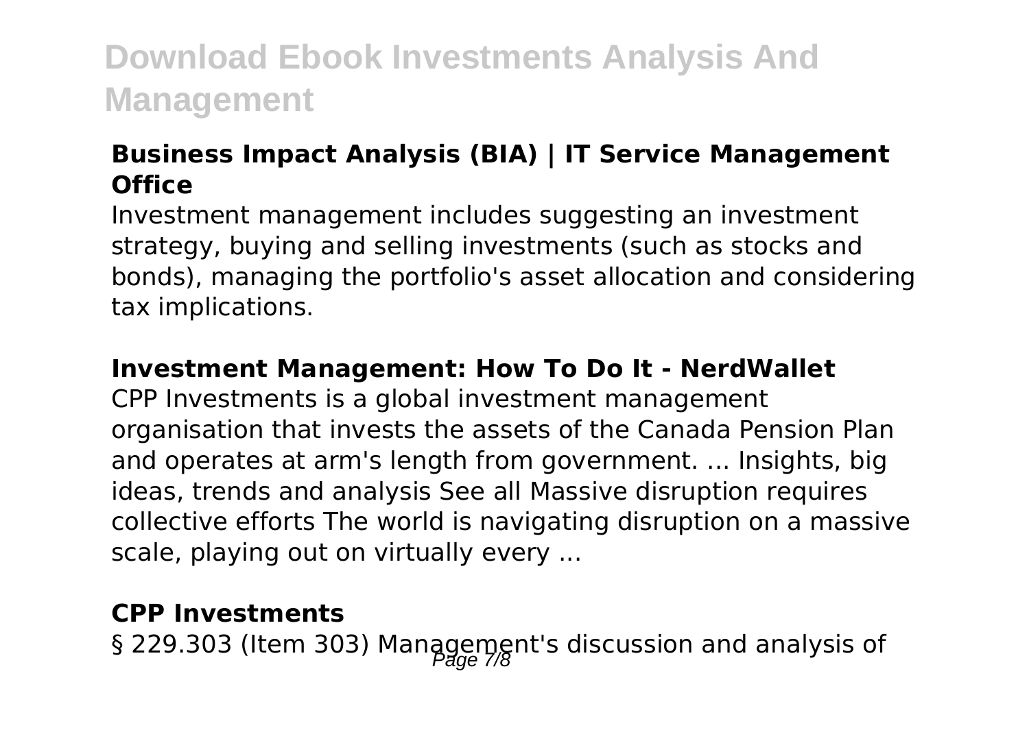### Business Impact Analysis (BIA) | IT Service Management Office

Investment management includes suggesting an investment strategy, buying and selling investments (such as stocks and bonds), managing the portfolio's asset allocation and considering tax implications.

### Investment Management: How To Do It - NerdWallet

CPP Investments is a global investment management organisation that invests the assets of the Canada Pension Plan and operates at arm's length from government. ... Insights, big ideas, trends and analysis See all Massive disruption requires collective efforts The world is navigating disruption on a massive scale, playing out on virtually every ...

### CPP Investments

§ 229.303 (Item 303) Management's discussion and analysis of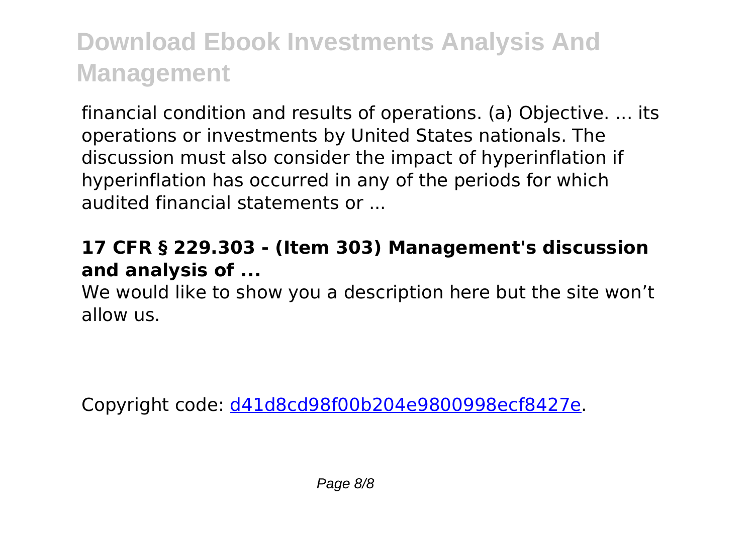financial condition and results of operations. (a) Objective. ... its operations or investments by United States nationals. The discussion must also consider the impact of hyperinflation if hyperinflation has occurred in any of the periods for which audited financial statements or ...

**17 CFR § 229.303 - (Item 303) Management's discussion and analysis of ...**

We would like to show you a description here but the site won't allow us.

Copyright code: d41d8cd98f00b204e9800998ecf8427e.